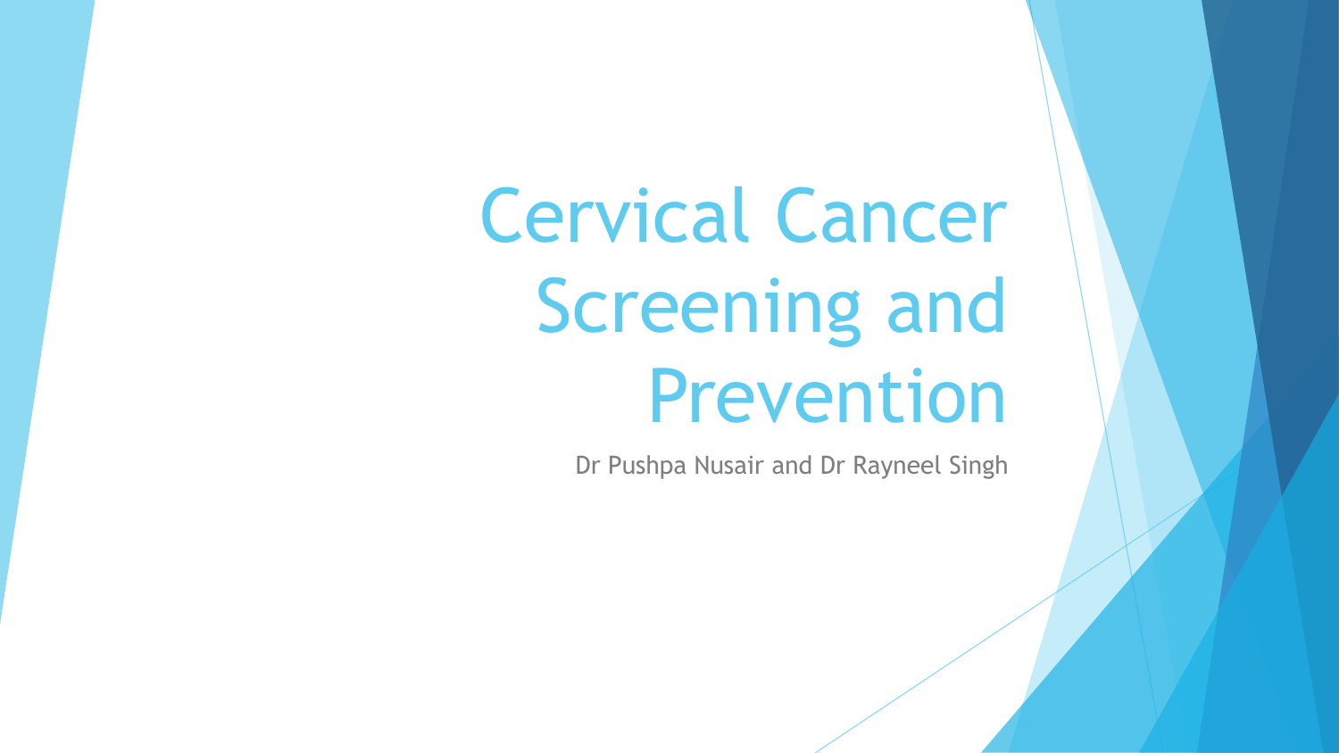# Cervical Cancer Screening and Prevention

Dr Pushpa Nusair and Dr Rayneel Singh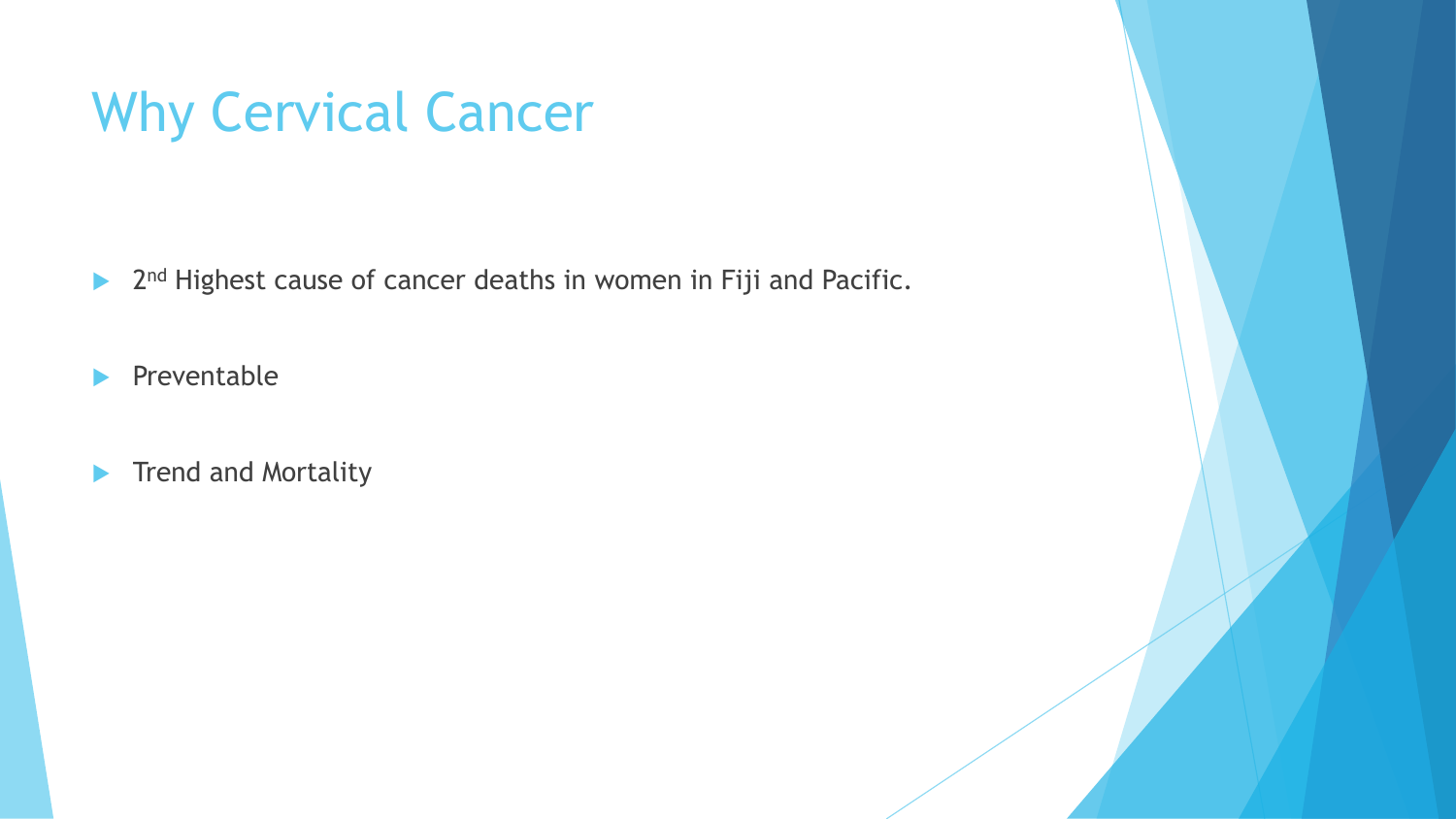# Why Cervical Cancer

- 2nd Highest cause of cancer deaths in women in Fiji and Pacific.
- Preventable
- Trend and Mortality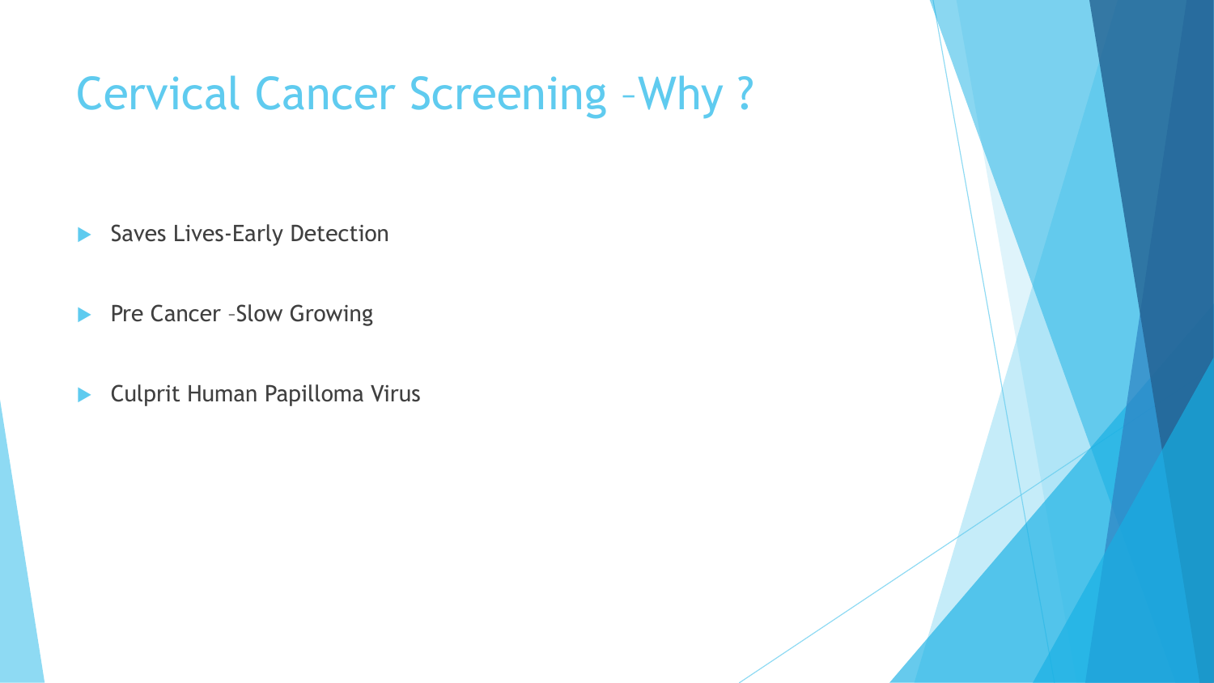# Cervical Cancer Screening –Why ?

- Saves Lives-Early Detection
- Pre Cancer –Slow Growing
- Culprit Human Papilloma Virus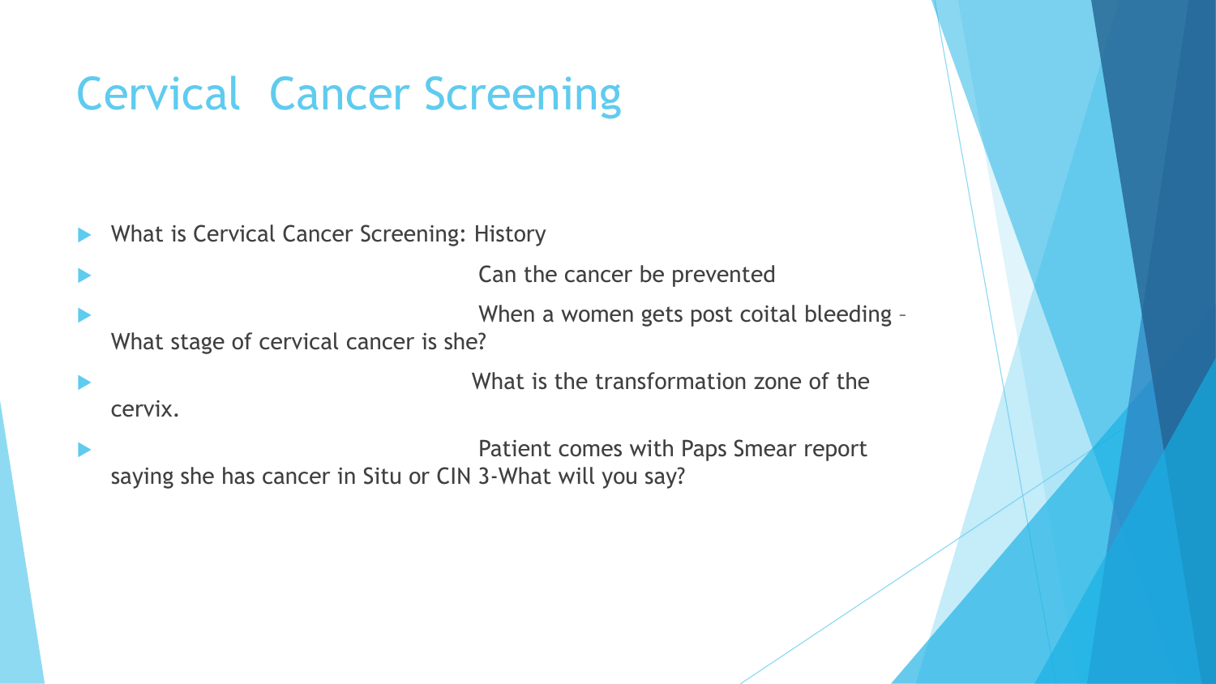# Cervical Cancer Screening

- What is Cervical Cancer Screening: History
- Can the cancer be prevented
- When a women gets post coital bleeding – What stage of cervical cancer is she?
- What is the transformation zone of the cervix.
- Patient comes with Paps Smear report saying she has cancer in Situ or CIN 3-What will you say?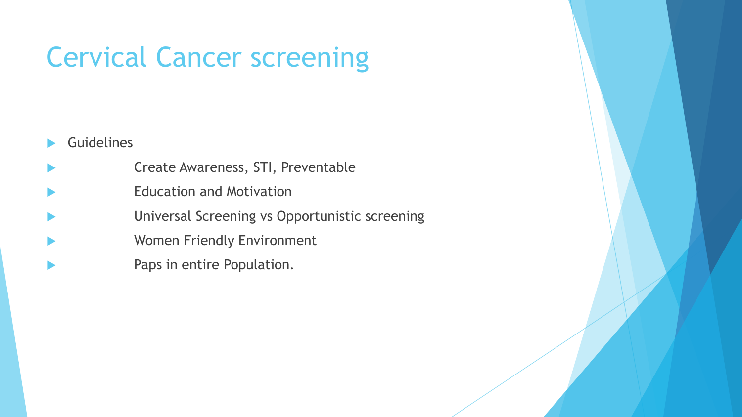# Cervical Cancer screening

- Guidelines
  - Create Awareness, STI, Preventable
  - Education and Motivation
  - Universal Screening vs Opportunistic screening
  - Women Friendly Environment
  - Paps in entire Population.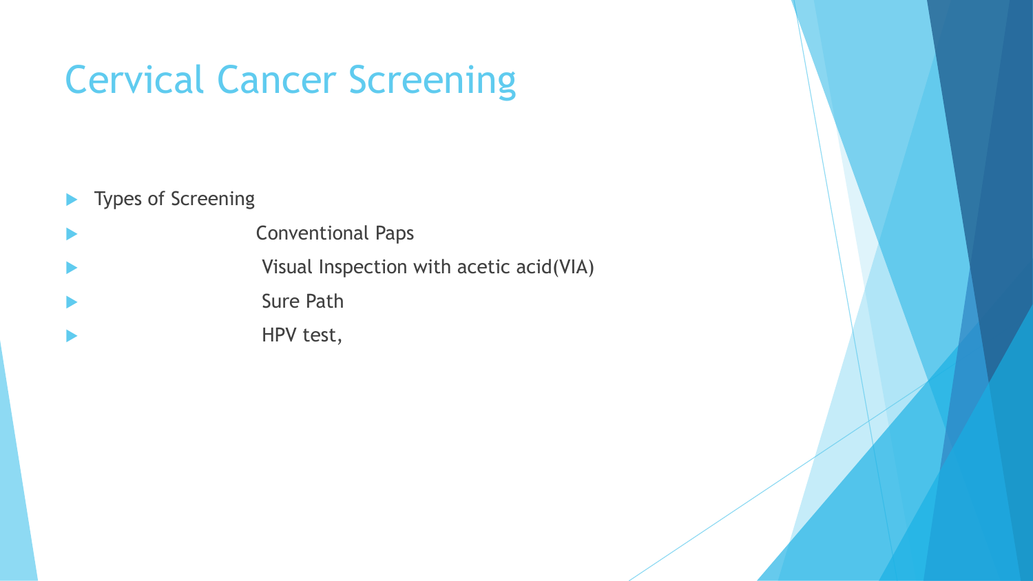# Cervical Cancer Screening

- Types of Screening
  - Conventional Paps
  - Visual Inspection with acetic acid(VIA)
  - Sure Path
  - HPV test,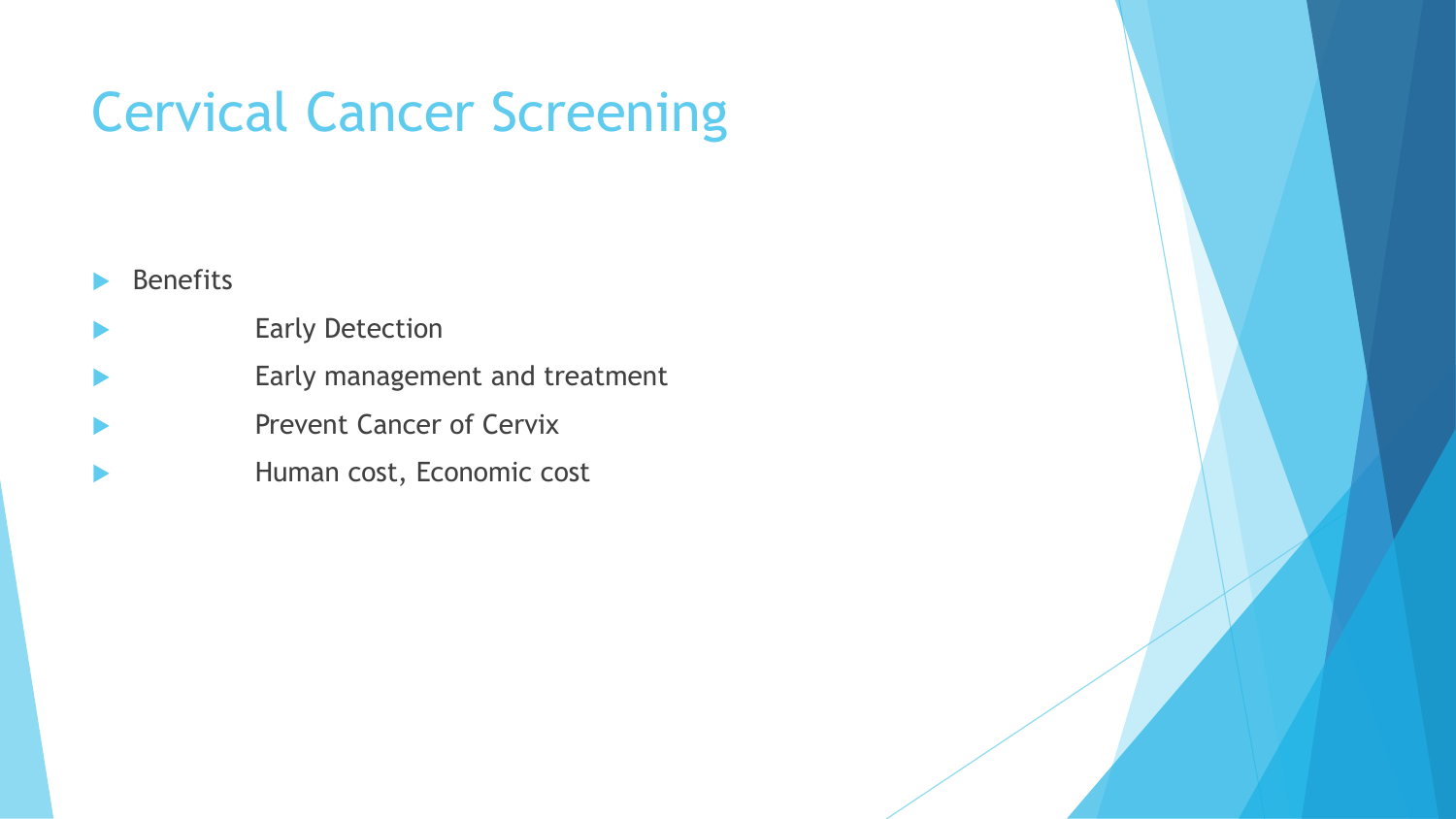# Cervical Cancer Screening

- Benefits
  - Early Detection
  - Early management and treatment
  - Prevent Cancer of Cervix
  - Human cost, Economic cost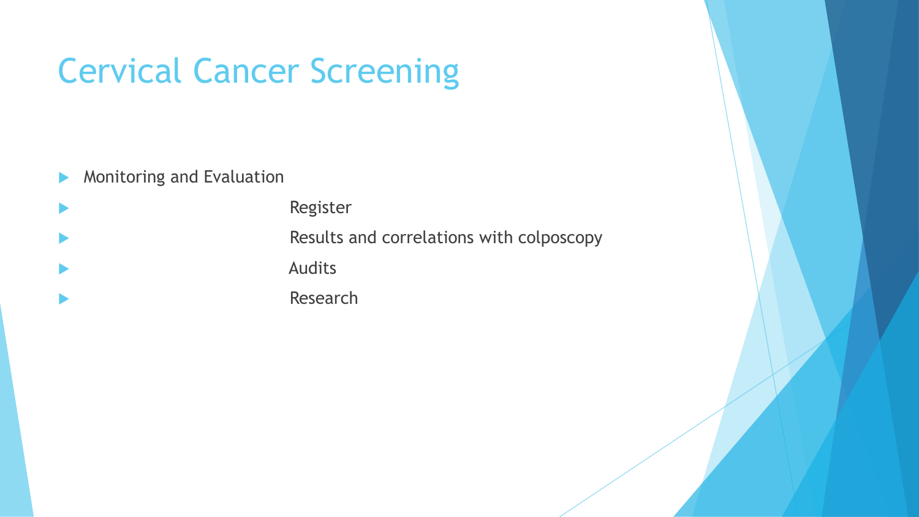# Cervical Cancer Screening

- Monitoring and Evaluation
- Register
- Results and correlations with colposcopy
- Audits
- Research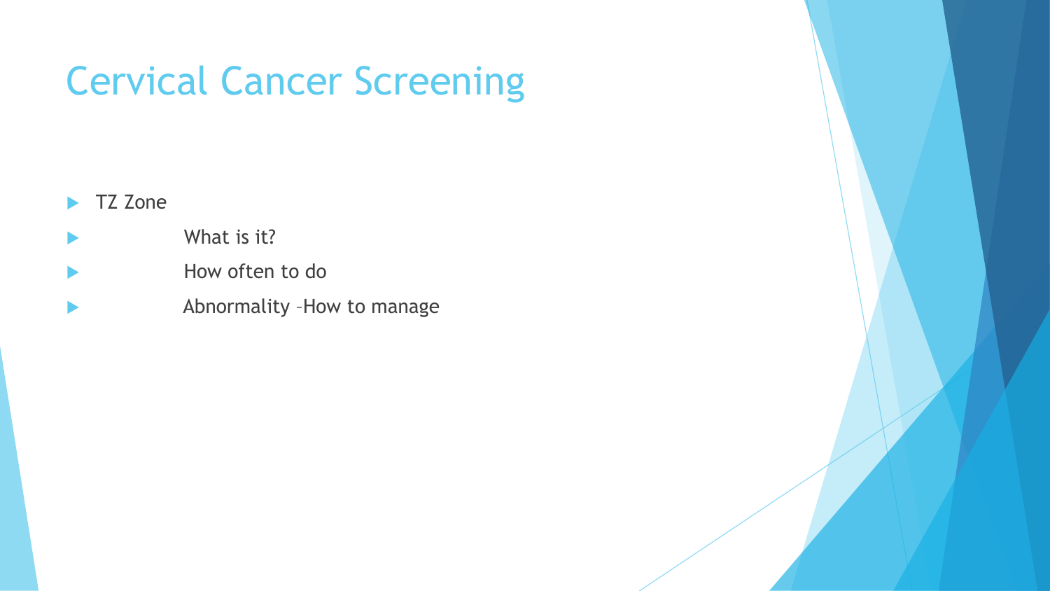# Cervical Cancer Screening

- TZ Zone
  - What is it?
  - How often to do
  - Abnormality –How to manage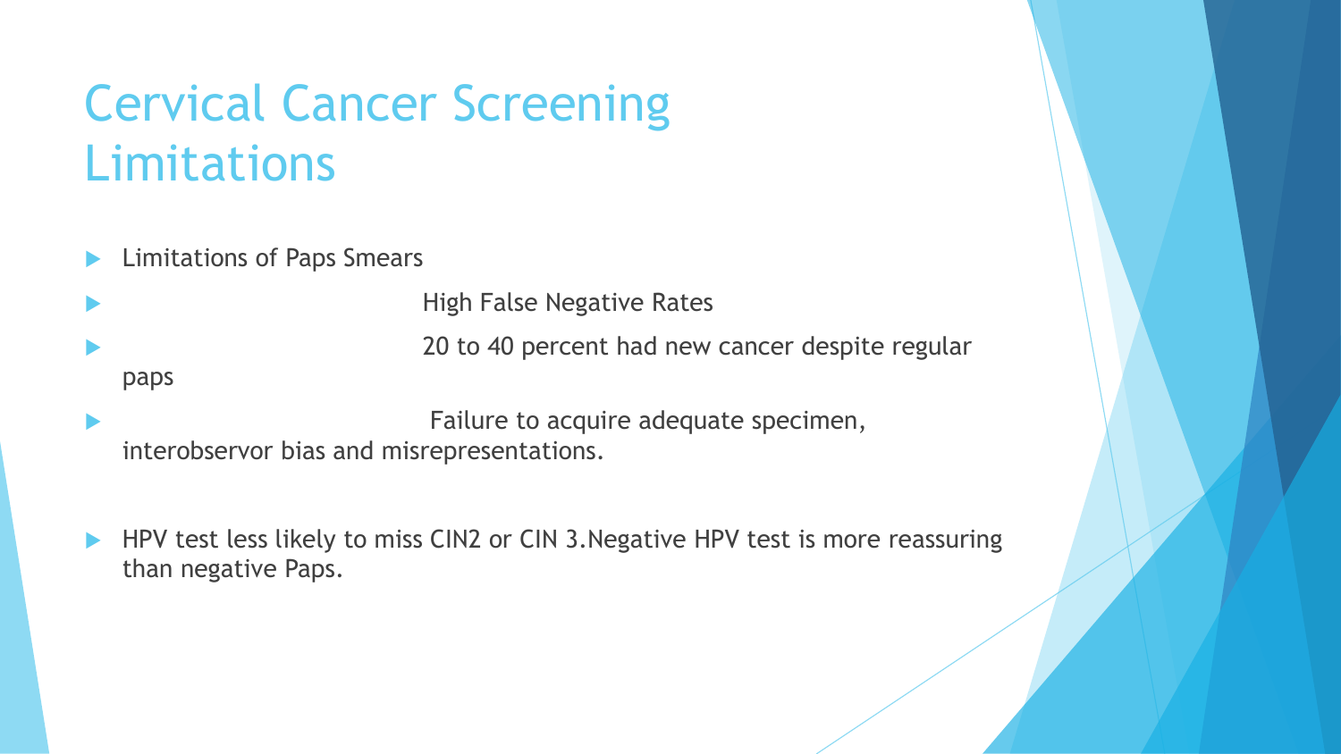# Cervical Cancer Screening Limitations

- Limitations of Paps Smears
- High False Negative Rates
- 20 to 40 percent had new cancer despite regular paps
- Failure to acquire adequate specimen, interobservor bias and misrepresentations.

- HPV test less likely to miss CIN2 or CIN 3.Negative HPV test is more reassuring than negative Paps.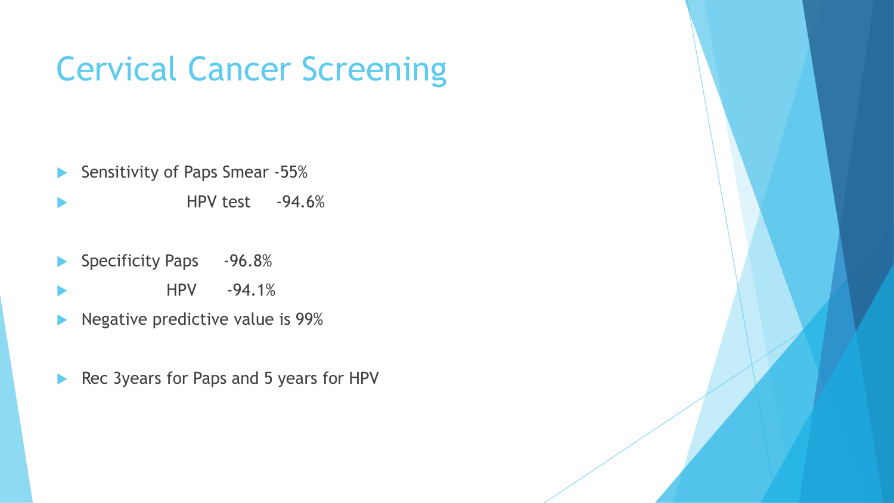# Cervical Cancer Screening

- Sensitivity of Paps Smear -55%
- HPV test -94.6%
- Specificity Paps -96.8%
- HPV -94.1%
- Negative predictive value is 99%
- Rec 3years for Paps and 5 years for HPV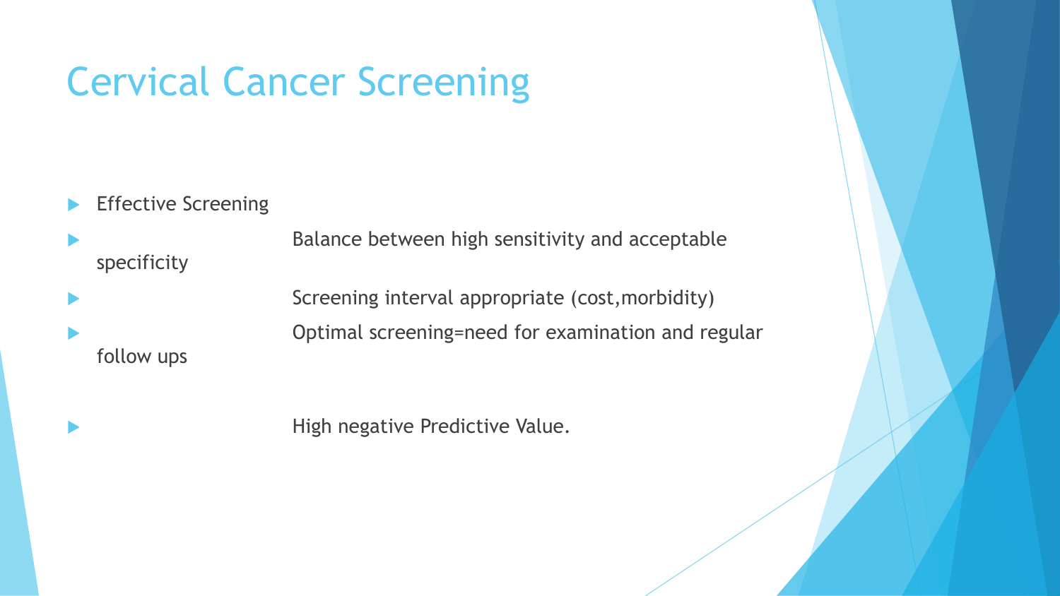# Cervical Cancer Screening

- Effective Screening
- Balance between high sensitivity and acceptable specificity
- Screening interval appropriate (cost,morbidity)
- Optimal screening=need for examination and regular follow ups
- High negative Predictive Value.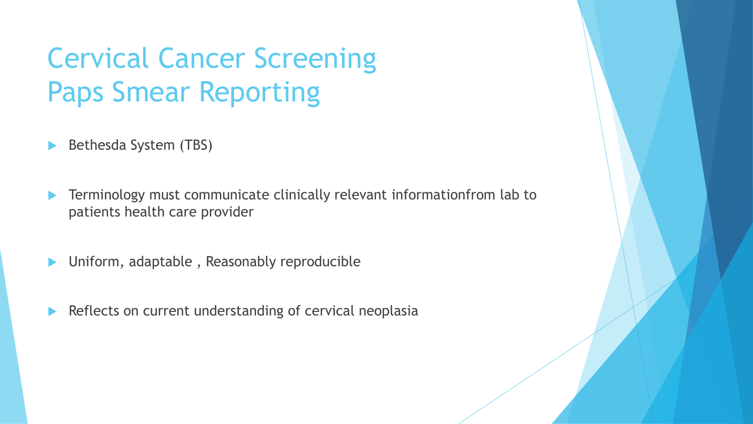# Cervical Cancer Screening
# Paps Smear Reporting

- Bethesda System (TBS)
- Terminology must communicate clinically relevant informationfrom lab to patients health care provider
- Uniform, adaptable , Reasonably reproducible
- Reflects on current understanding of cervical neoplasia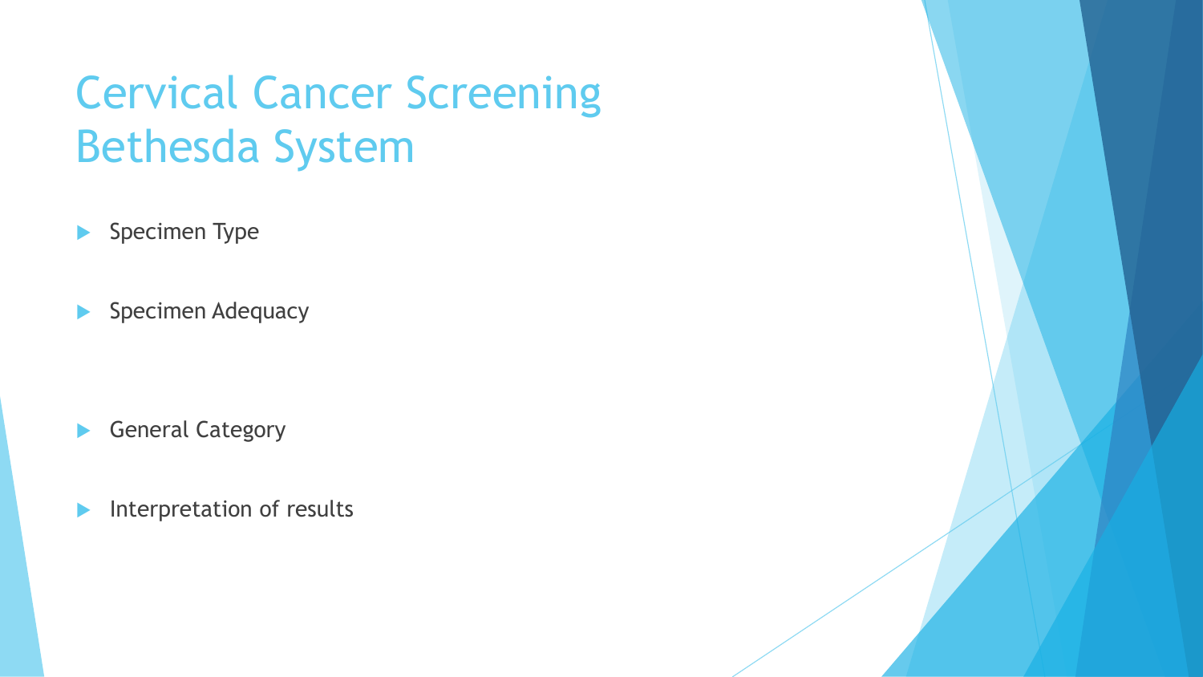# Cervical Cancer Screening Bethesda System

- Specimen Type
- Specimen Adequacy
- General Category
- Interpretation of results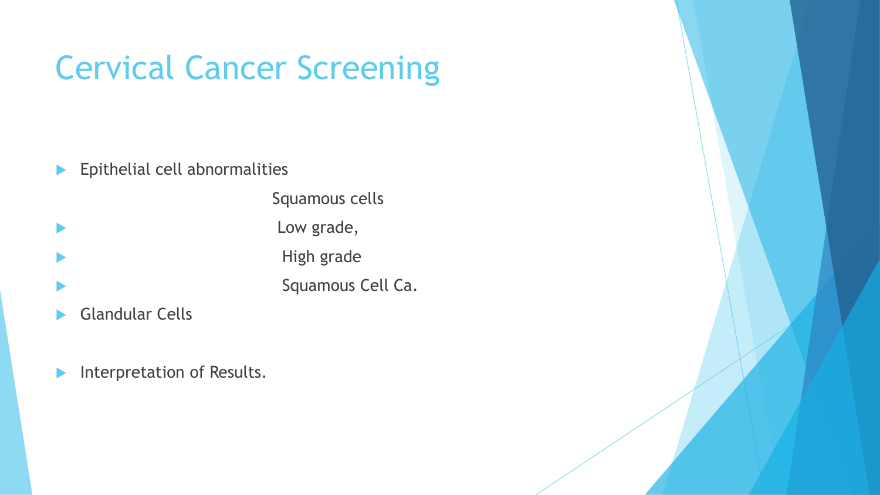# Cervical Cancer Screening

- Epithelial cell abnormalities
  - Squamous cells
    - Low grade,
    - High grade
    - Squamous Cell Ca.
- Glandular Cells
- Interpretation of Results.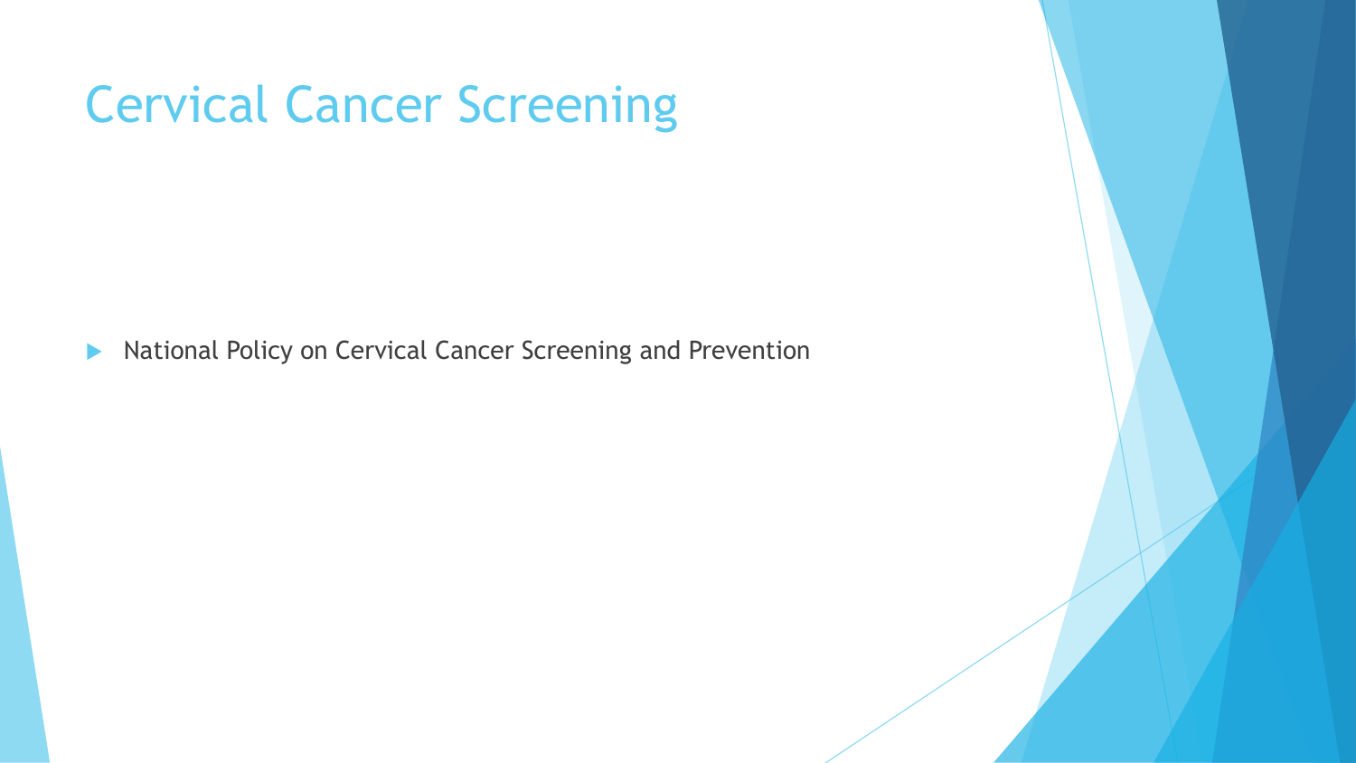# Cervical Cancer Screening

- National Policy on Cervical Cancer Screening and Prevention